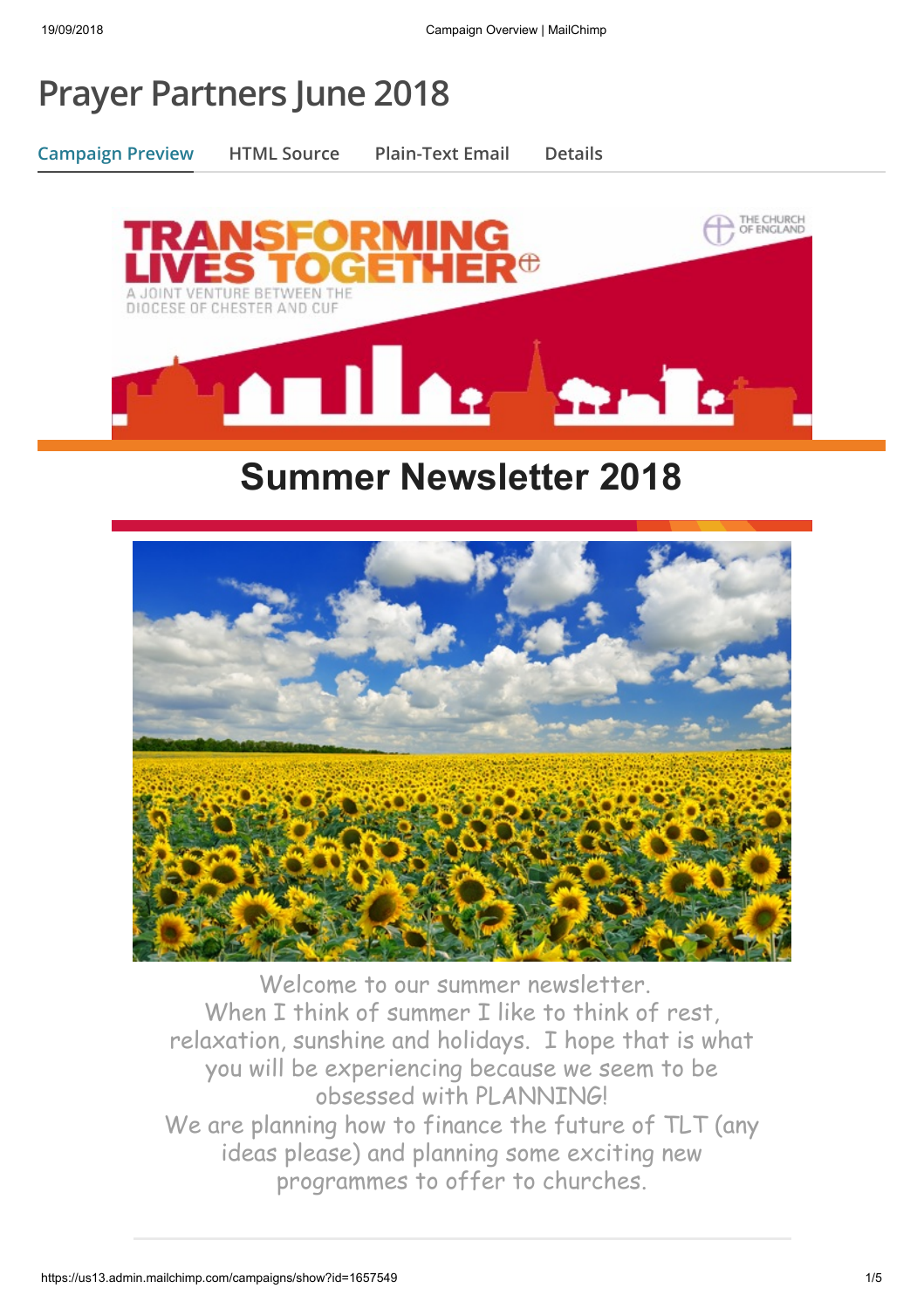# Prayer Partners June 2018

Campaign Preview | HTML Source | Plain-Text Email | Details

TRANSFORMING LIVES TOGETHER

A JOINT VENTURE BETWEEN THE DIOCESE OF CHESTER AND CUF

THE CHURCH OF ENGLAND

## Summer Newsletter 2018

Welcome to our summer newsletter.
When I think of summer I like to think of rest, relaxation, sunshine and holidays. I hope that is what you will be experiencing because we seem to be obsessed with PLANNING!
We are planning how to finance the future of TLT (any ideas please) and planning some exciting new programmes to offer to churches.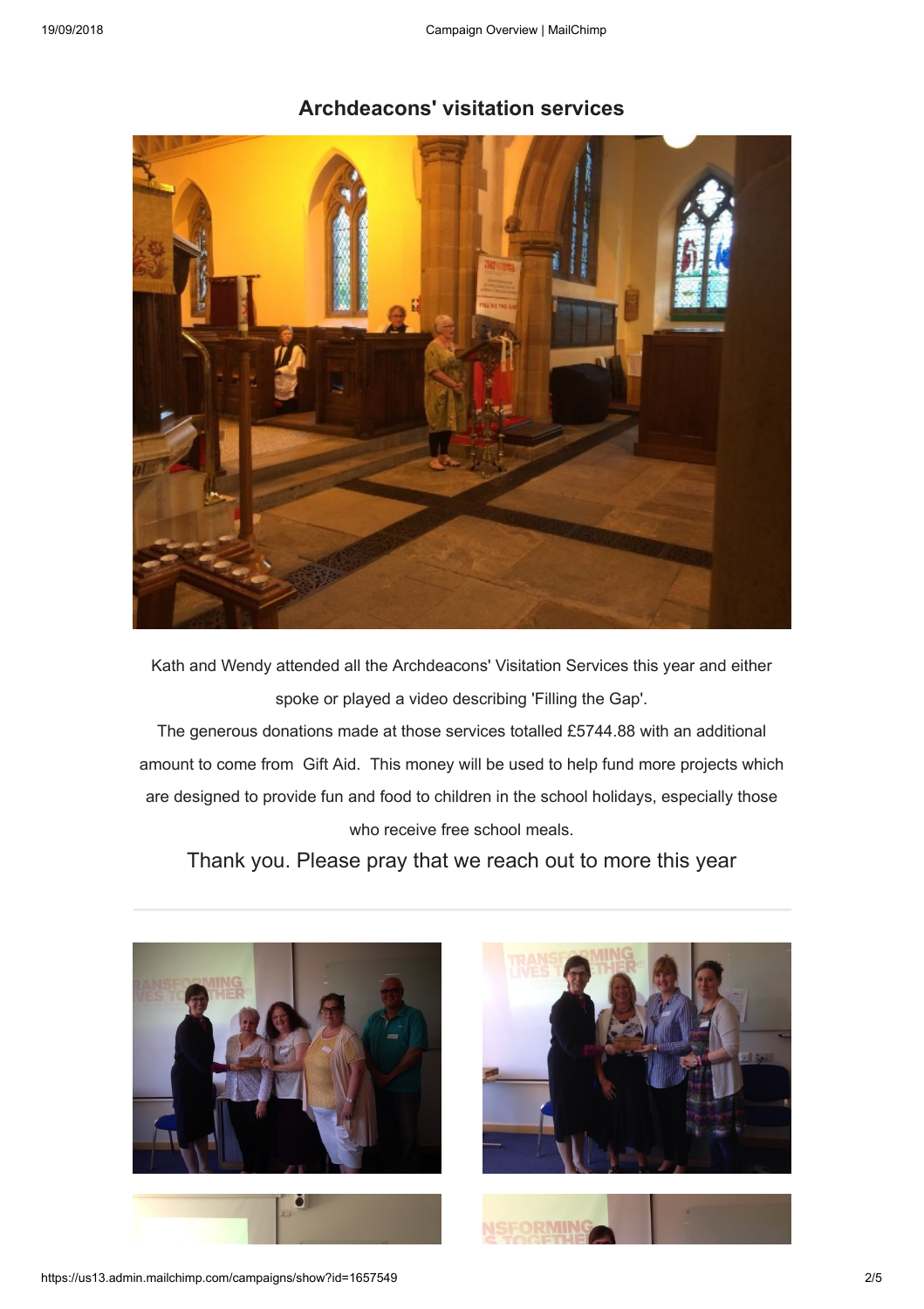## Archdeacons' visitation services

Kath and Wendy attended all the Archdeacons' Visitation Services this year and either spoke or played a video describing 'Filling the Gap'.

The generous donations made at those services totalled £5744.88 with an additional amount to come from Gift Aid. This money will be used to help fund more projects which are designed to provide fun and food to children in the school holidays, especially those who receive free school meals.

Thank you. Please pray that we reach out to more this year

---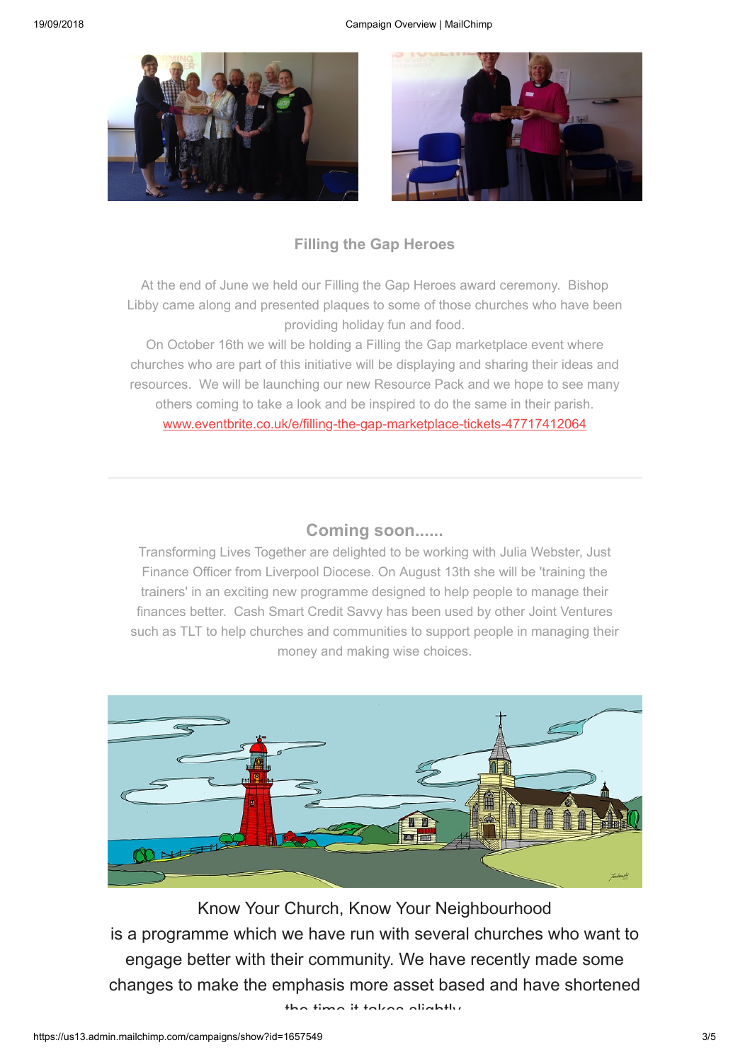## Filling the Gap Heroes

At the end of June we held our Filling the Gap Heroes award ceremony. Bishop Libby came along and presented plaques to some of those churches who have been providing holiday fun and food.

On October 16th we will be holding a Filling the Gap marketplace event where churches who are part of this initiative will be displaying and sharing their ideas and resources. We will be launching our new Resource Pack and we hope to see many others coming to take a look and be inspired to do the same in their parish.

www.eventbrite.co.uk/e/filling-the-gap-marketplace-tickets-47717412064

---

## Coming soon......

Transforming Lives Together are delighted to be working with Julia Webster, Just Finance Officer from Liverpool Diocese. On August 13th she will be 'training the trainers' in an exciting new programme designed to help people to manage their finances better. Cash Smart Credit Savvy has been used by other Joint Ventures such as TLT to help churches and communities to support people in managing their money and making wise choices.

Know Your Church, Know Your Neighbourhood is a programme which we have run with several churches who want to engage better with their community. We have recently made some changes to make the emphasis more asset based and have shortened the time it takes slightly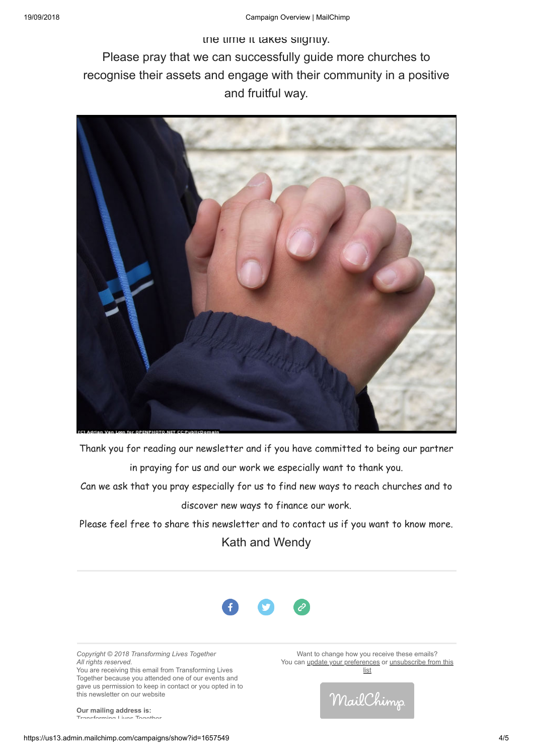the time it takes slightly.

Please pray that we can successfully guide more churches to recognise their assets and engage with their community in a positive and fruitful way.

[C] Adrian Van Leen for OPENPHOTO.NET CC-PublicDomain

Thank you for reading our newsletter and if you have committed to being our partner in praying for us and our work we especially want to thank you.

Can we ask that you pray especially for us to find new ways to reach churches and to discover new ways to finance our work.

Please feel free to share this newsletter and to contact us if you want to know more.

Kath and Wendy

---

*Copyright © 2018 Transforming Lives Together*
*All rights reserved.*
You are receiving this email from Transforming Lives Together because you attended one of our events and gave us permission to keep in contact or you opted in to this newsletter on our website

**Our mailing address is:**
Transforming Lives Together

Want to change how you receive these emails?
You can update your preferences or unsubscribe from this list

MailChimp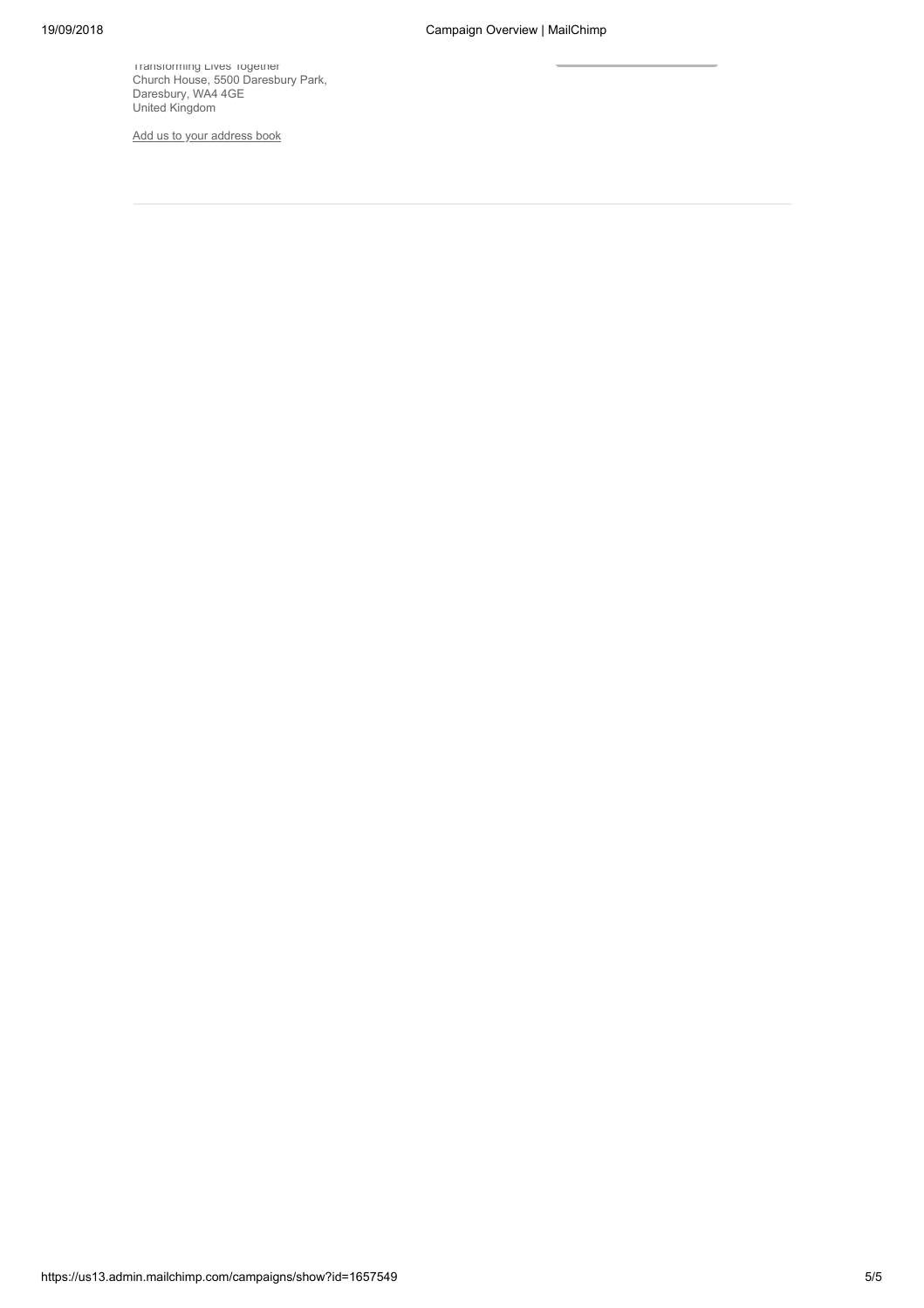Transforming Lives Together
Church House, 5500 Daresbury Park,
Daresbury, WA4 4GE
United Kingdom

Add us to your address book